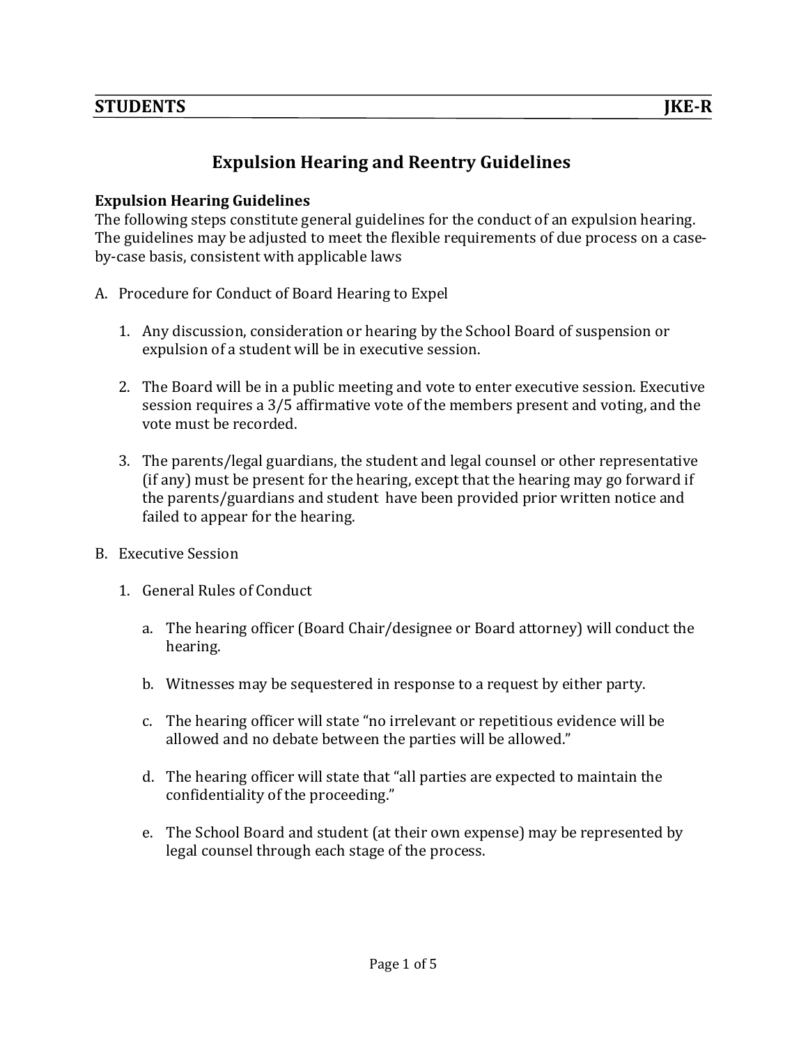**STUDENTS** **JKE-R**

# Expulsion Hearing and Reentry Guidelines

**Expulsion Hearing Guidelines**

The following steps constitute general guidelines for the conduct of an expulsion hearing. The guidelines may be adjusted to meet the flexible requirements of due process on a case-by-case basis, consistent with applicable laws

A. Procedure for Conduct of Board Hearing to Expel

1. Any discussion, consideration or hearing by the School Board of suspension or expulsion of a student will be in executive session.

2. The Board will be in a public meeting and vote to enter executive session. Executive session requires a 3/5 affirmative vote of the members present and voting, and the vote must be recorded.

3. The parents/legal guardians, the student and legal counsel or other representative (if any) must be present for the hearing, except that the hearing may go forward if the parents/guardians and student have been provided prior written notice and failed to appear for the hearing.

B. Executive Session

1. General Rules of Conduct

   a. The hearing officer (Board Chair/designee or Board attorney) will conduct the hearing.

   b. Witnesses may be sequestered in response to a request by either party.

   c. The hearing officer will state "no irrelevant or repetitious evidence will be allowed and no debate between the parties will be allowed."

   d. The hearing officer will state that "all parties are expected to maintain the confidentiality of the proceeding."

   e. The School Board and student (at their own expense) may be represented by legal counsel through each stage of the process.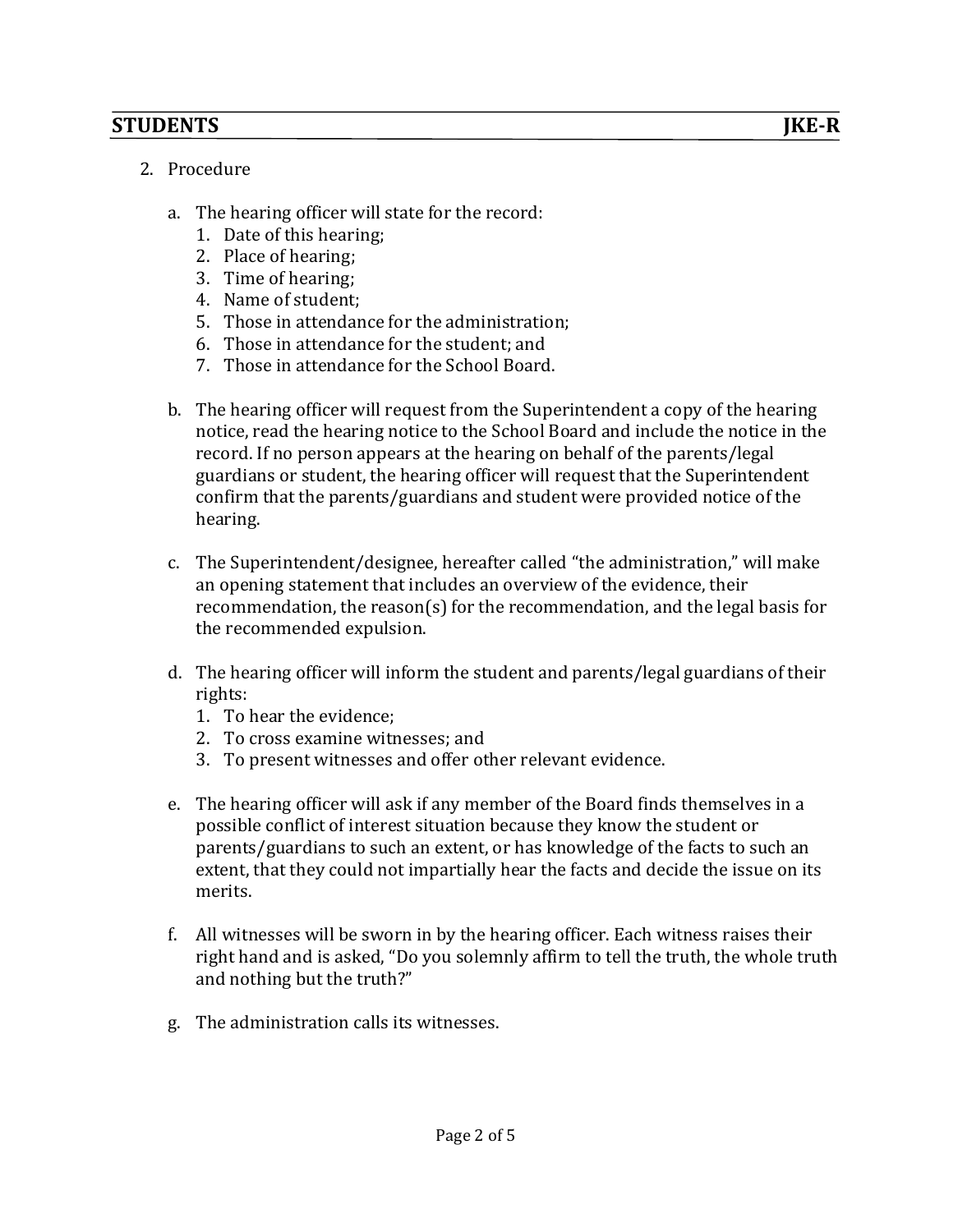2. Procedure

   a. The hearing officer will state for the record:
      1. Date of this hearing;
      2. Place of hearing;
      3. Time of hearing;
      4. Name of student;
      5. Those in attendance for the administration;
      6. Those in attendance for the student; and
      7. Those in attendance for the School Board.

   b. The hearing officer will request from the Superintendent a copy of the hearing notice, read the hearing notice to the School Board and include the notice in the record. If no person appears at the hearing on behalf of the parents/legal guardians or student, the hearing officer will request that the Superintendent confirm that the parents/guardians and student were provided notice of the hearing.

   c. The Superintendent/designee, hereafter called "the administration," will make an opening statement that includes an overview of the evidence, their recommendation, the reason(s) for the recommendation, and the legal basis for the recommended expulsion.

   d. The hearing officer will inform the student and parents/legal guardians of their rights:
      1. To hear the evidence;
      2. To cross examine witnesses; and
      3. To present witnesses and offer other relevant evidence.

   e. The hearing officer will ask if any member of the Board finds themselves in a possible conflict of interest situation because they know the student or parents/guardians to such an extent, or has knowledge of the facts to such an extent, that they could not impartially hear the facts and decide the issue on its merits.

   f. All witnesses will be sworn in by the hearing officer. Each witness raises their right hand and is asked, "Do you solemnly affirm to tell the truth, the whole truth and nothing but the truth?"

   g. The administration calls its witnesses.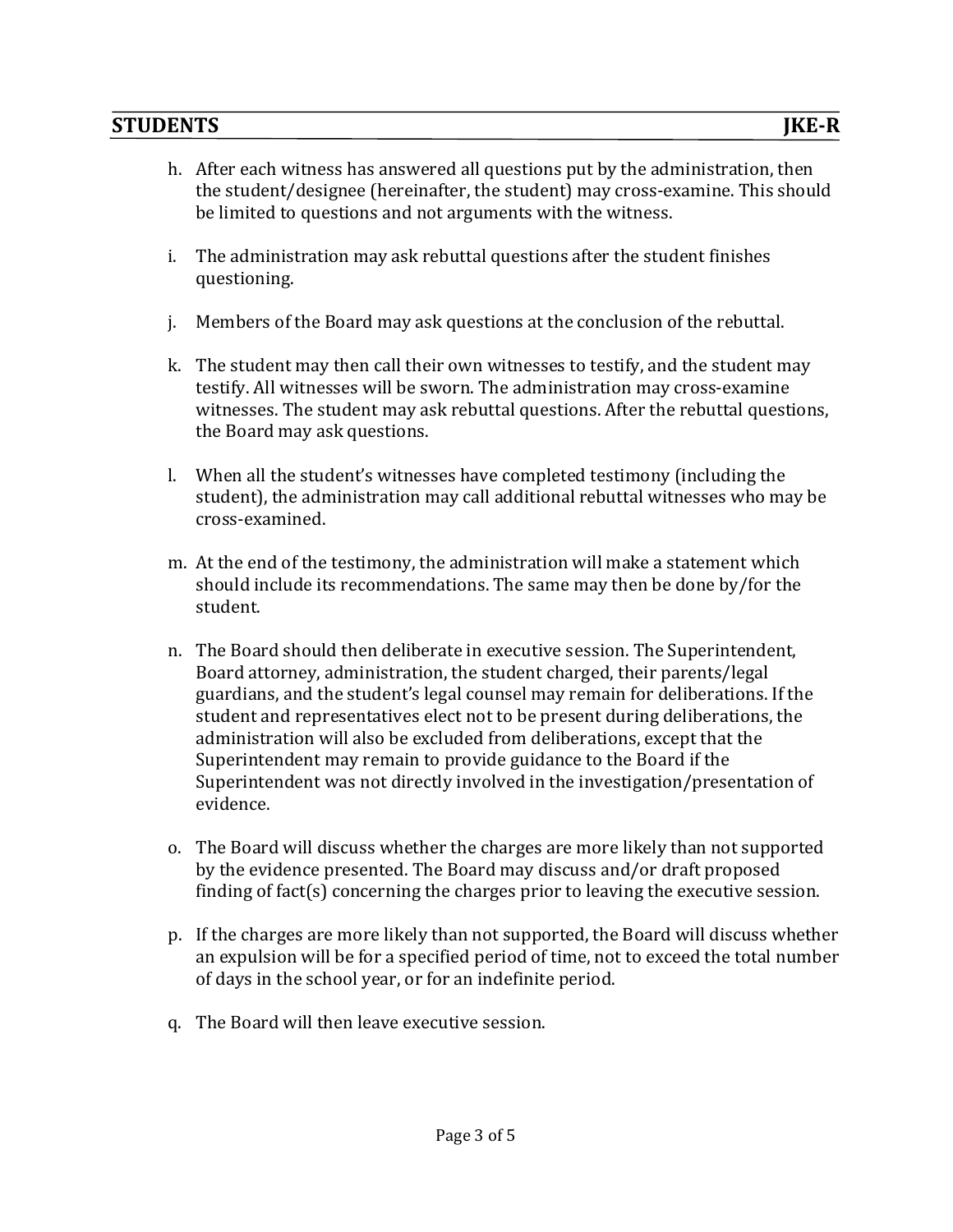h. After each witness has answered all questions put by the administration, then the student/designee (hereinafter, the student) may cross-examine. This should be limited to questions and not arguments with the witness.

i. The administration may ask rebuttal questions after the student finishes questioning.

j. Members of the Board may ask questions at the conclusion of the rebuttal.

k. The student may then call their own witnesses to testify, and the student may testify. All witnesses will be sworn. The administration may cross-examine witnesses. The student may ask rebuttal questions. After the rebuttal questions, the Board may ask questions.

l. When all the student's witnesses have completed testimony (including the student), the administration may call additional rebuttal witnesses who may be cross-examined.

m. At the end of the testimony, the administration will make a statement which should include its recommendations. The same may then be done by/for the student.

n. The Board should then deliberate in executive session. The Superintendent, Board attorney, administration, the student charged, their parents/legal guardians, and the student's legal counsel may remain for deliberations. If the student and representatives elect not to be present during deliberations, the administration will also be excluded from deliberations, except that the Superintendent may remain to provide guidance to the Board if the Superintendent was not directly involved in the investigation/presentation of evidence.

o. The Board will discuss whether the charges are more likely than not supported by the evidence presented. The Board may discuss and/or draft proposed finding of fact(s) concerning the charges prior to leaving the executive session.

p. If the charges are more likely than not supported, the Board will discuss whether an expulsion will be for a specified period of time, not to exceed the total number of days in the school year, or for an indefinite period.

q. The Board will then leave executive session.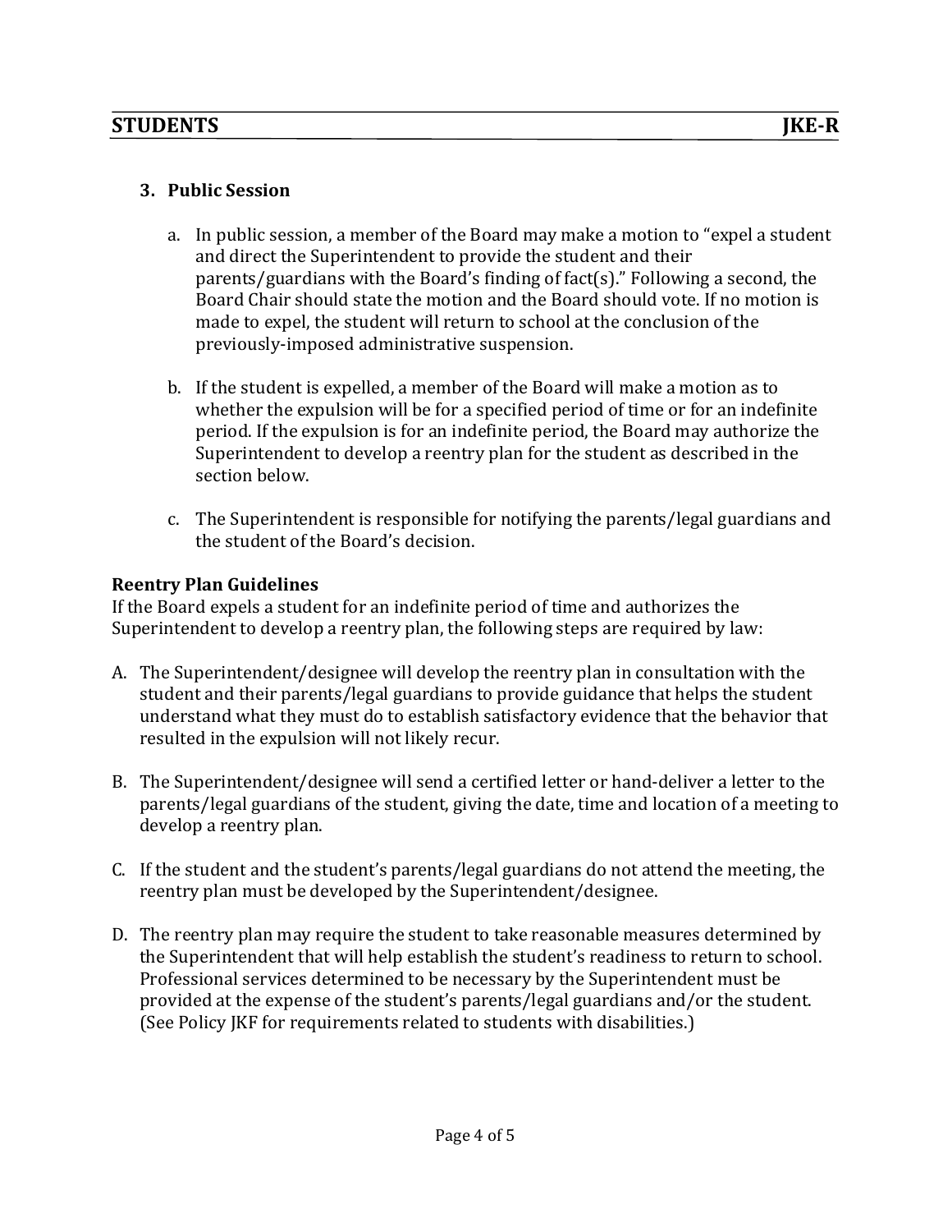3. **Public Session**

   a. In public session, a member of the Board may make a motion to "expel a student and direct the Superintendent to provide the student and their parents/guardians with the Board's finding of fact(s)." Following a second, the Board Chair should state the motion and the Board should vote. If no motion is made to expel, the student will return to school at the conclusion of the previously-imposed administrative suspension.

   b. If the student is expelled, a member of the Board will make a motion as to whether the expulsion will be for a specified period of time or for an indefinite period. If the expulsion is for an indefinite period, the Board may authorize the Superintendent to develop a reentry plan for the student as described in the section below.

   c. The Superintendent is responsible for notifying the parents/legal guardians and the student of the Board's decision.

**Reentry Plan Guidelines**

If the Board expels a student for an indefinite period of time and authorizes the Superintendent to develop a reentry plan, the following steps are required by law:

A. The Superintendent/designee will develop the reentry plan in consultation with the student and their parents/legal guardians to provide guidance that helps the student understand what they must do to establish satisfactory evidence that the behavior that resulted in the expulsion will not likely recur.

B. The Superintendent/designee will send a certified letter or hand-deliver a letter to the parents/legal guardians of the student, giving the date, time and location of a meeting to develop a reentry plan.

C. If the student and the student's parents/legal guardians do not attend the meeting, the reentry plan must be developed by the Superintendent/designee.

D. The reentry plan may require the student to take reasonable measures determined by the Superintendent that will help establish the student's readiness to return to school. Professional services determined to be necessary by the Superintendent must be provided at the expense of the student's parents/legal guardians and/or the student. (See Policy JKF for requirements related to students with disabilities.)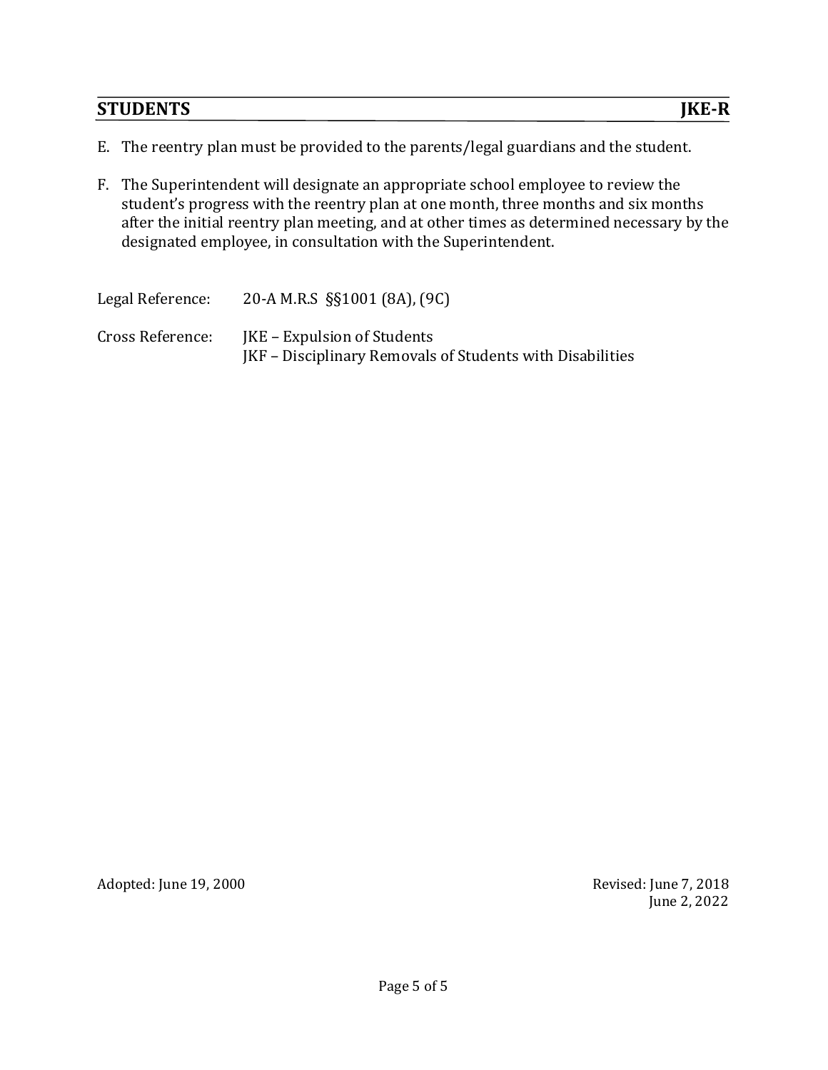E. The reentry plan must be provided to the parents/legal guardians and the student.

F. The Superintendent will designate an appropriate school employee to review the student's progress with the reentry plan at one month, three months and six months after the initial reentry plan meeting, and at other times as determined necessary by the designated employee, in consultation with the Superintendent.

Legal Reference: 20-A M.R.S §§1001 (8A), (9C)

Cross Reference: JKE – Expulsion of Students
JKF – Disciplinary Removals of Students with Disabilities

Adopted: June 19, 2000

Revised: June 7, 2018
June 2, 2022